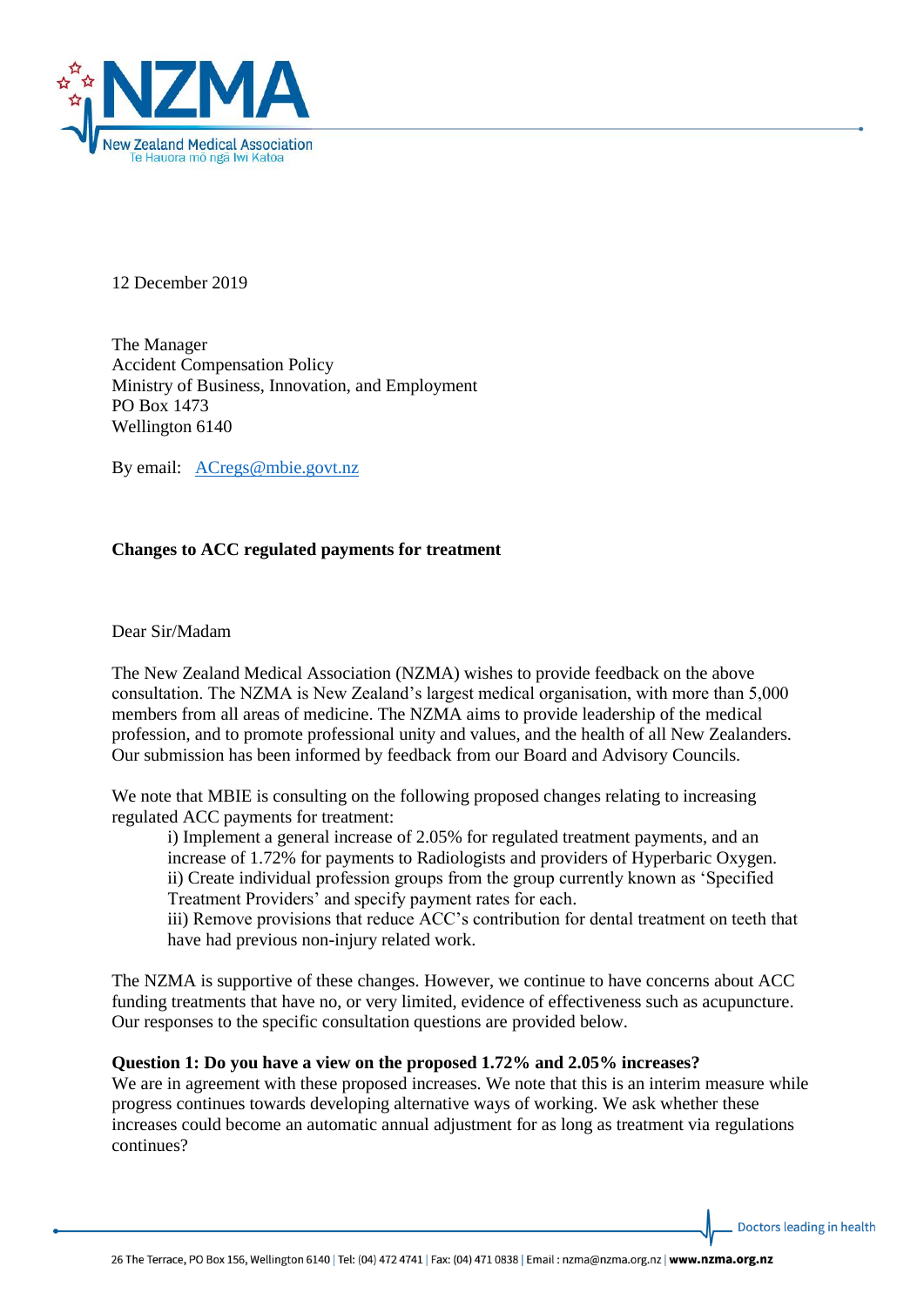12 December 2019

The Manager
Accident Compensation Policy
Ministry of Business, Innovation, and Employment
PO Box 1473
Wellington 6140

By email: ACregs@mbie.govt.nz

**Changes to ACC regulated payments for treatment**

Dear Sir/Madam

The New Zealand Medical Association (NZMA) wishes to provide feedback on the above consultation. The NZMA is New Zealand's largest medical organisation, with more than 5,000 members from all areas of medicine. The NZMA aims to provide leadership of the medical profession, and to promote professional unity and values, and the health of all New Zealanders. Our submission has been informed by feedback from our Board and Advisory Councils.

We note that MBIE is consulting on the following proposed changes relating to increasing regulated ACC payments for treatment:

> i) Implement a general increase of 2.05% for regulated treatment payments, and an increase of 1.72% for payments to Radiologists and providers of Hyperbaric Oxygen.
> ii) Create individual profession groups from the group currently known as 'Specified Treatment Providers' and specify payment rates for each.
> iii) Remove provisions that reduce ACC's contribution for dental treatment on teeth that have had previous non-injury related work.

The NZMA is supportive of these changes. However, we continue to have concerns about ACC funding treatments that have no, or very limited, evidence of effectiveness such as acupuncture. Our responses to the specific consultation questions are provided below.

**Question 1: Do you have a view on the proposed 1.72% and 2.05% increases?**
We are in agreement with these proposed increases. We note that this is an interim measure while progress continues towards developing alternative ways of working. We ask whether these increases could become an automatic annual adjustment for as long as treatment via regulations continues?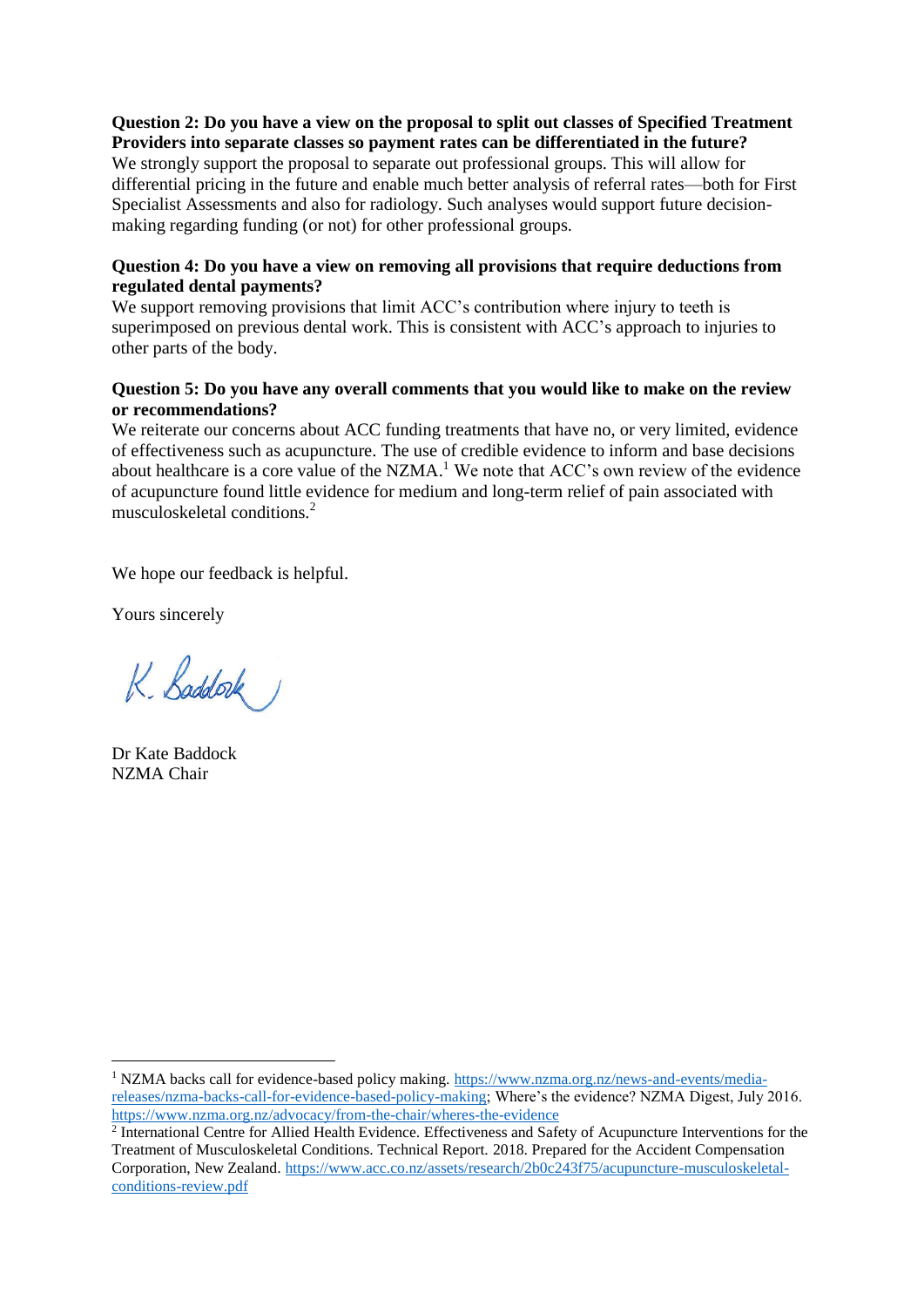**Question 2: Do you have a view on the proposal to split out classes of Specified Treatment Providers into separate classes so payment rates can be differentiated in the future?**

We strongly support the proposal to separate out professional groups. This will allow for differential pricing in the future and enable much better analysis of referral rates—both for First Specialist Assessments and also for radiology. Such analyses would support future decision-making regarding funding (or not) for other professional groups.

**Question 4: Do you have a view on removing all provisions that require deductions from regulated dental payments?**

We support removing provisions that limit ACC's contribution where injury to teeth is superimposed on previous dental work. This is consistent with ACC's approach to injuries to other parts of the body.

**Question 5: Do you have any overall comments that you would like to make on the review or recommendations?**

We reiterate our concerns about ACC funding treatments that have no, or very limited, evidence of effectiveness such as acupuncture. The use of credible evidence to inform and base decisions about healthcare is a core value of the NZMA.[1] We note that ACC's own review of the evidence of acupuncture found little evidence for medium and long-term relief of pain associated with musculoskeletal conditions.[2]

We hope our feedback is helpful.

Yours sincerely

K. Baddock

Dr Kate Baddock
NZMA Chair

---

[1] NZMA backs call for evidence-based policy making. https://www.nzma.org.nz/news-and-events/media-releases/nzma-backs-call-for-evidence-based-policy-making; Where's the evidence? NZMA Digest, July 2016. https://www.nzma.org.nz/advocacy/from-the-chair/wheres-the-evidence

[2] International Centre for Allied Health Evidence. Effectiveness and Safety of Acupuncture Interventions for the Treatment of Musculoskeletal Conditions. Technical Report. 2018. Prepared for the Accident Compensation Corporation, New Zealand. https://www.acc.co.nz/assets/research/2b0c243f75/acupuncture-musculoskeletal-conditions-review.pdf